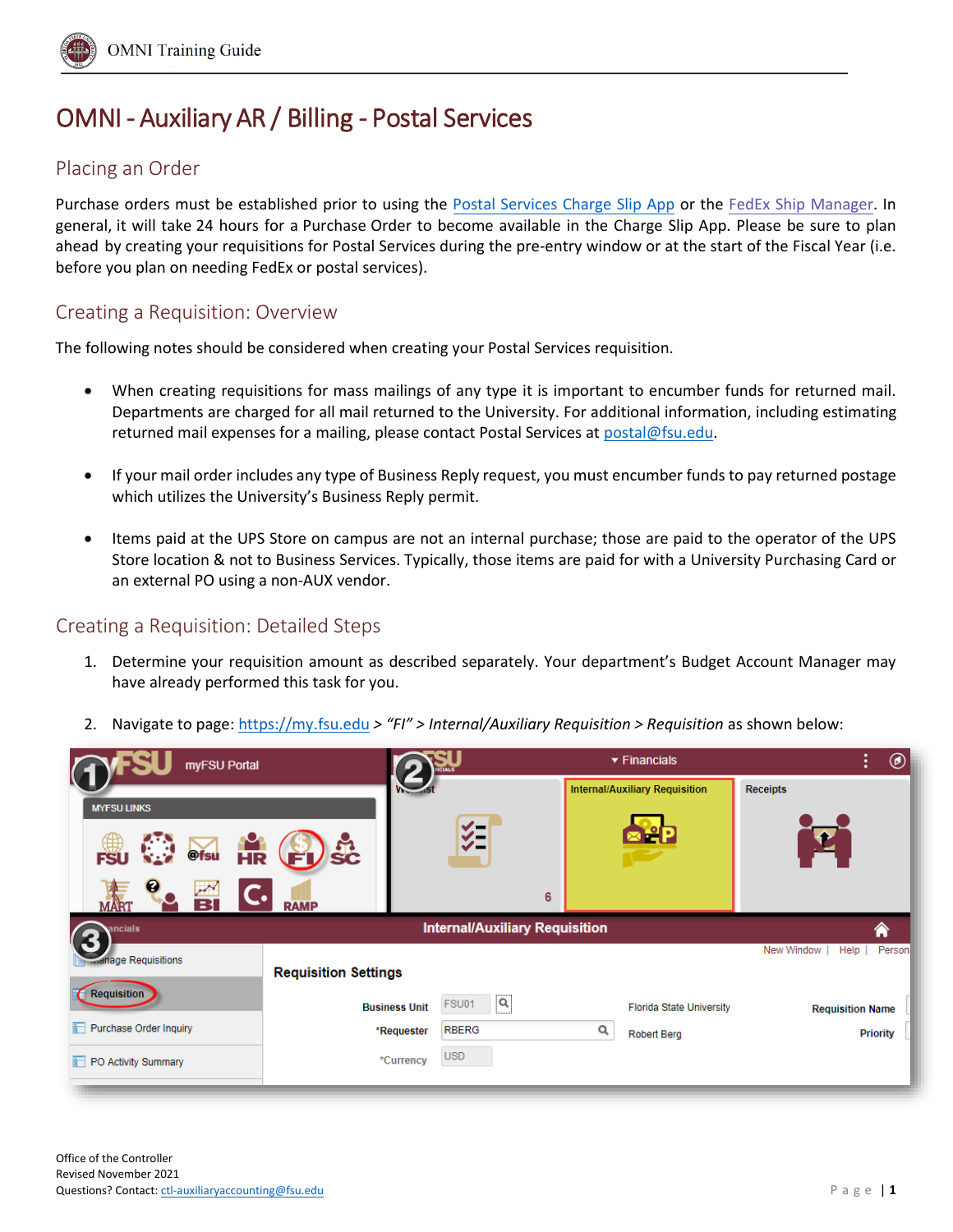# OMNI - Auxiliary AR / Billing - Postal Services

## Placing an Order

Purchase orders must be established prior to using the Postal Services Charge Slip App or the FedEx Ship Manager. In general, it will take 24 hours for a Purchase Order to become available in the Charge Slip App. Please be sure to plan ahead by creating your requisitions for Postal Services during the pre-entry window or at the start of the Fiscal Year (i.e. before you plan on needing FedEx or postal services).

## Creating a Requisition: Overview

The following notes should be considered when creating your Postal Services requisition.

- When creating requisitions for mass mailings of any type it is important to encumber funds for returned mail. Departments are charged for all mail returned to the University. For additional information, including estimating returned mail expenses for a mailing, please contact Postal Services at postal@fsu.edu.

- If your mail order includes any type of Business Reply request, you must encumber funds to pay returned postage which utilizes the University's Business Reply permit.

- Items paid at the UPS Store on campus are not an internal purchase; those are paid to the operator of the UPS Store location & not to Business Services. Typically, those items are paid for with a University Purchasing Card or an external PO using a non-AUX vendor.

## Creating a Requisition: Detailed Steps

1. Determine your requisition amount as described separately. Your department's Budget Account Manager may have already performed this task for you.

2. Navigate to page: https://my.fsu.edu > *"FI" > Internal/Auxiliary Requisition > Requisition* as shown below: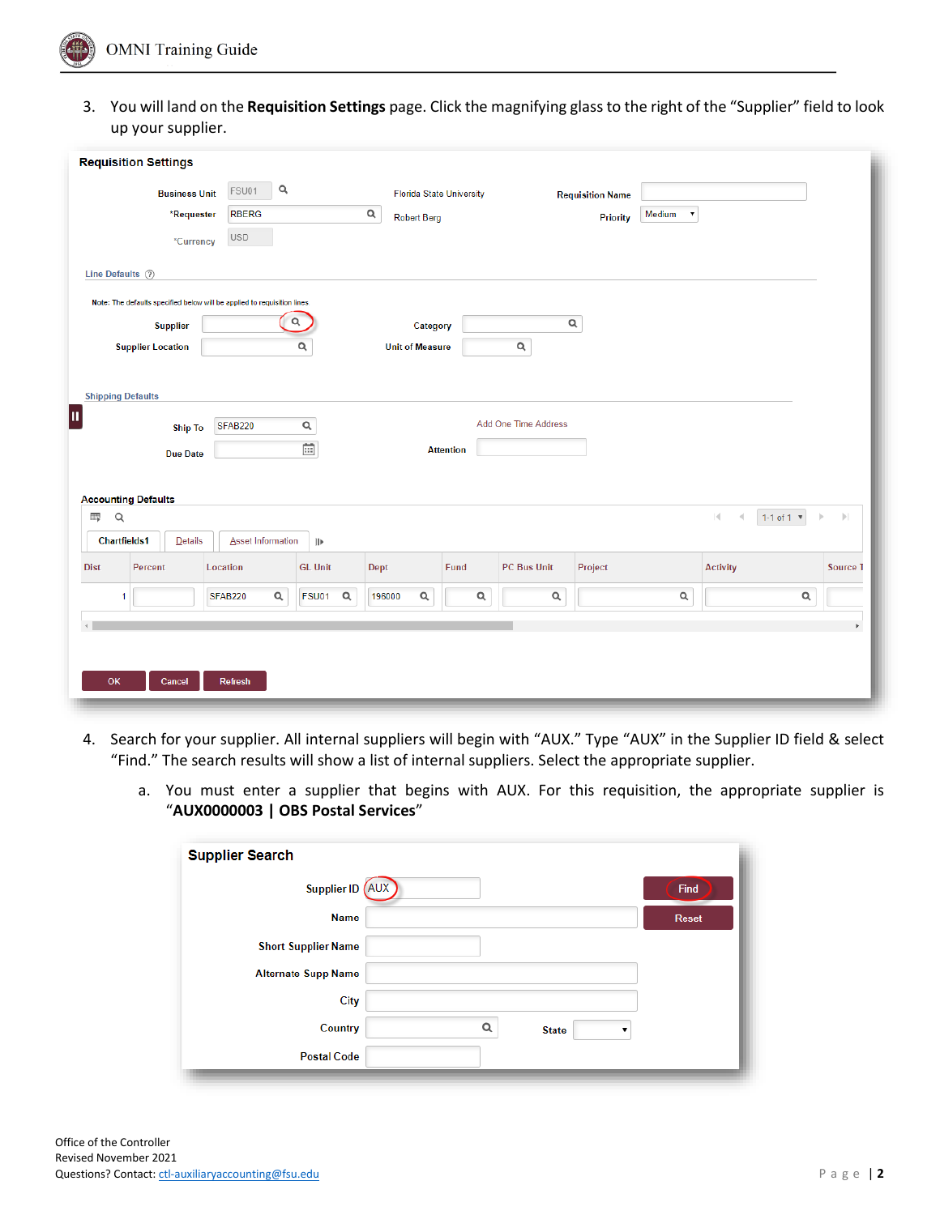3. You will land on the **Requisition Settings** page. Click the magnifying glass to the right of the "Supplier" field to look up your supplier.

**Requisition Settings**

Business Unit FSU01 Florida State University Requisition Name

*Requester RBERG Robert Berg Priority Medium

*Currency USD

Line Defaults

Note: The defaults specified below will be applied to requisition lines

Supplier Category

Supplier Location Unit of Measure

Shipping Defaults

Ship To SFAB220 Add One Time Address

Due Date Attention

Accounting Defaults

Chartfields1 | Details | Asset Information

| Dist | Percent | Location | GL Unit | Dept | Fund | PC Bus Unit | Project | Activity | Source T |
|---|---|---|---|---|---|---|---|---|---|
| 1 | | SFAB220 | FSU01 | 196000 | | | | | |

OK Cancel Refresh

4. Search for your supplier. All internal suppliers will begin with "AUX." Type "AUX" in the Supplier ID field & select "Find." The search results will show a list of internal suppliers. Select the appropriate supplier.

   a. You must enter a supplier that begins with AUX. For this requisition, the appropriate supplier is "**AUX0000003 | OBS Postal Services**"

**Supplier Search**

Supplier ID AUX | Find | Reset

Name

Short Supplier Name

Alternate Supp Name

City

Country State

Postal Code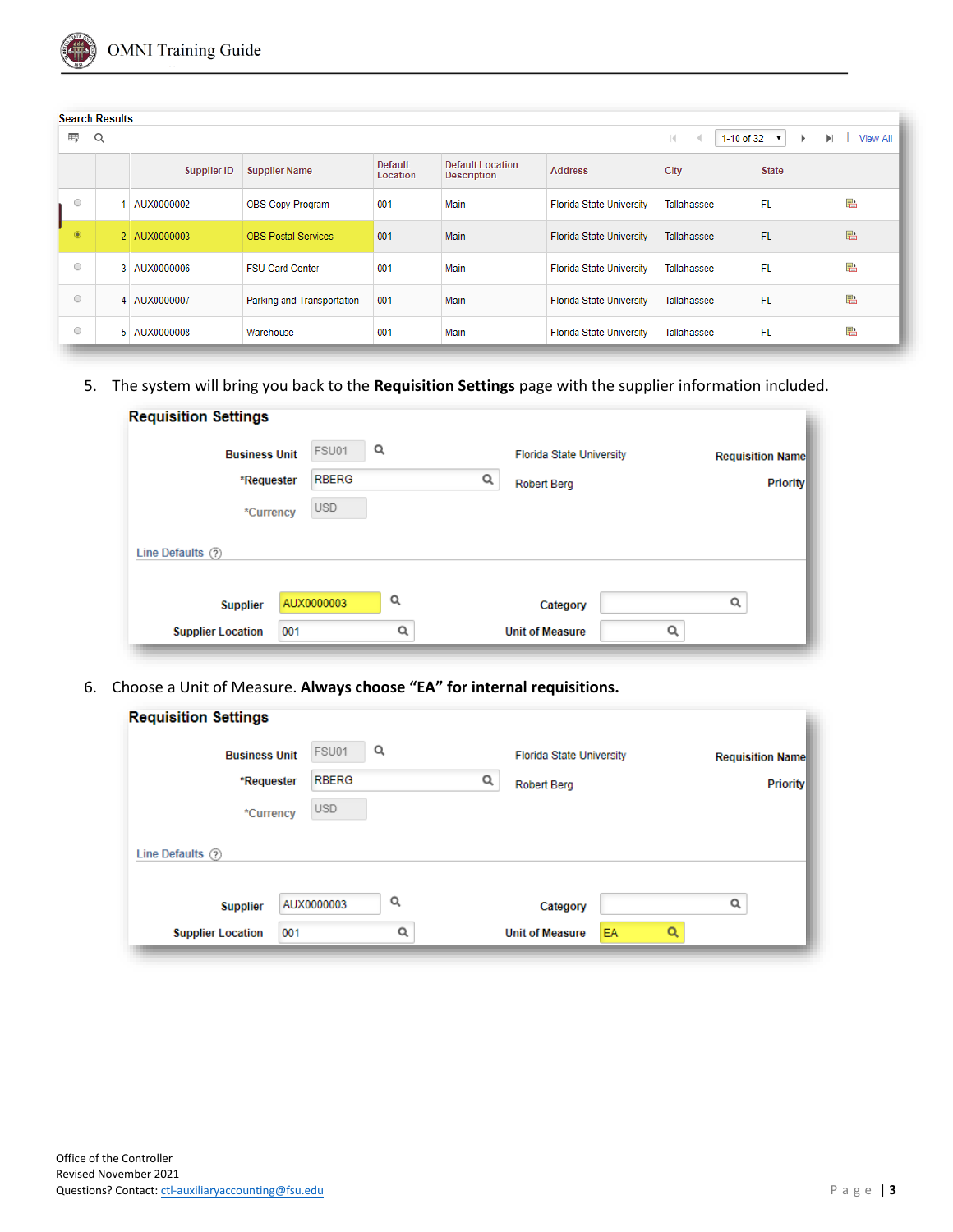Search Results

1-10 of 32 | View All

| | | Supplier ID | Supplier Name | Default Location | Default Location Description | Address | City | State | |
|---|---|---|---|---|---|---|---|---|---|
| ○ | 1 | AUX0000002 | CBS Copy Program | 001 | Main | Florida State University | Tallahassee | FL | |
| ◉ | 2 | AUX0000003 | CBS Postal Services | 001 | Main | Florida State University | Tallahassee | FL | |
| ○ | 3 | AUX0000006 | FSU Card Center | 001 | Main | Florida State University | Tallahassee | FL | |
| ○ | 4 | AUX0000007 | Parking and Transportation | 001 | Main | Florida State University | Tallahassee | FL | |
| ○ | 5 | AUX0000008 | Warehouse | 001 | Main | Florida State University | Tallahassee | FL | |

5. The system will bring you back to the **Requisition Settings** page with the supplier information included.

**Requisition Settings**

| | | | |
|---|---|---|---|
| Business Unit | FSU01 | Florida State University | Requisition Name |
| *Requester | RBERG | Robert Berg | Priority |
| *Currency | USD | | |

Line Defaults

| | | | |
|---|---|---|---|
| Supplier | AUX0000003 | Category | |
| Supplier Location | 001 | Unit of Measure | |

6. Choose a Unit of Measure. **Always choose "EA" for internal requisitions.**

**Requisition Settings**

| | | | |
|---|---|---|---|
| Business Unit | FSU01 | Florida State University | Requisition Name |
| *Requester | RBERG | Robert Berg | Priority |
| *Currency | USD | | |

Line Defaults

| | | | |
|---|---|---|---|
| Supplier | AUX0000003 | Category | |
| Supplier Location | 001 | Unit of Measure | EA |

Office of the Controller
Revised November 2021
Questions? Contact: ctl-auxiliaryaccounting@fsu.edu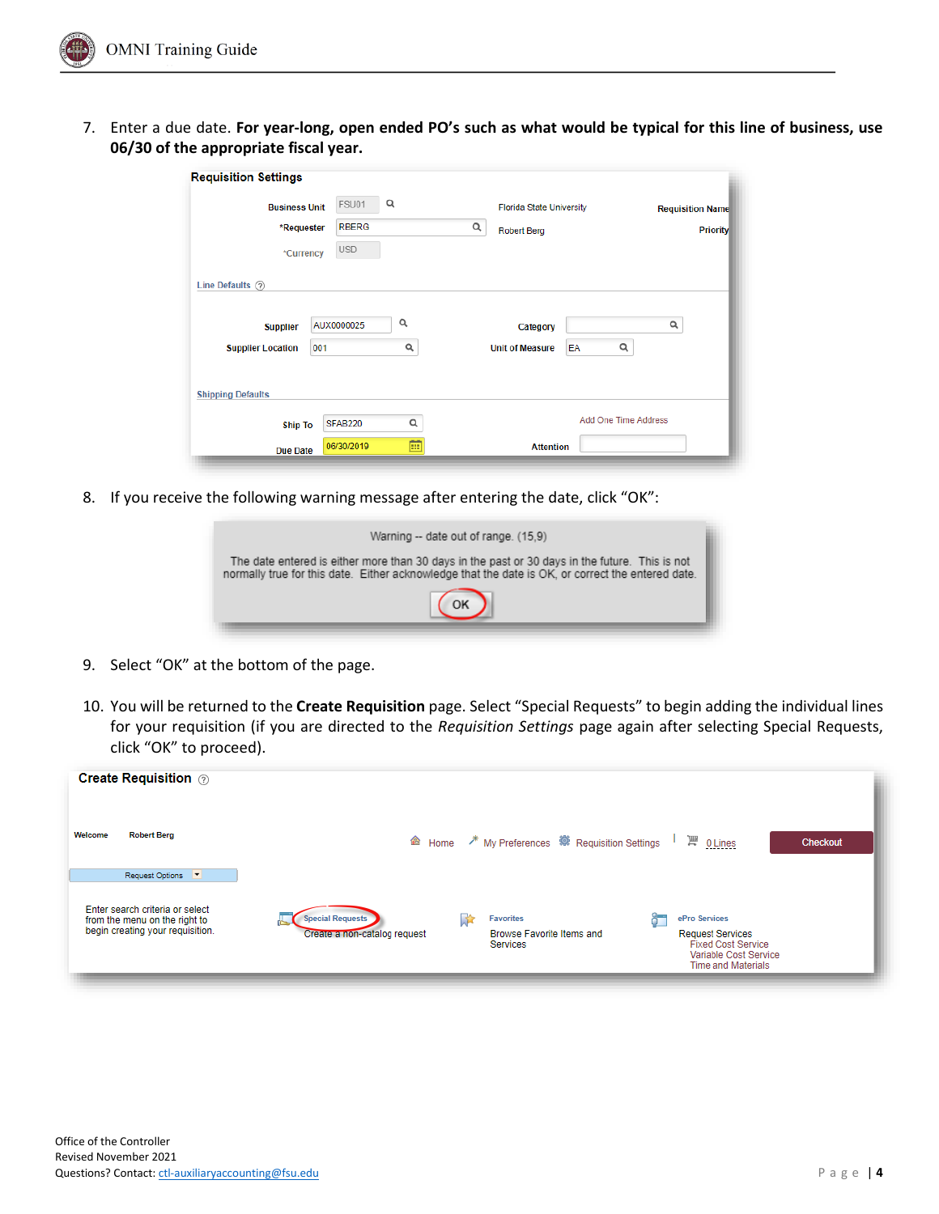7. Enter a due date. **For year-long, open ended PO's such as what would be typical for this line of business, use 06/30 of the appropriate fiscal year.**

8. If you receive the following warning message after entering the date, click "OK":

9. Select "OK" at the bottom of the page.

10. You will be returned to the **Create Requisition** page. Select "Special Requests" to begin adding the individual lines for your requisition (if you are directed to the *Requisition Settings* page again after selecting Special Requests, click "OK" to proceed).

Office of the Controller
Revised November 2021
Questions? Contact: ctl-auxiliaryaccounting@fsu.edu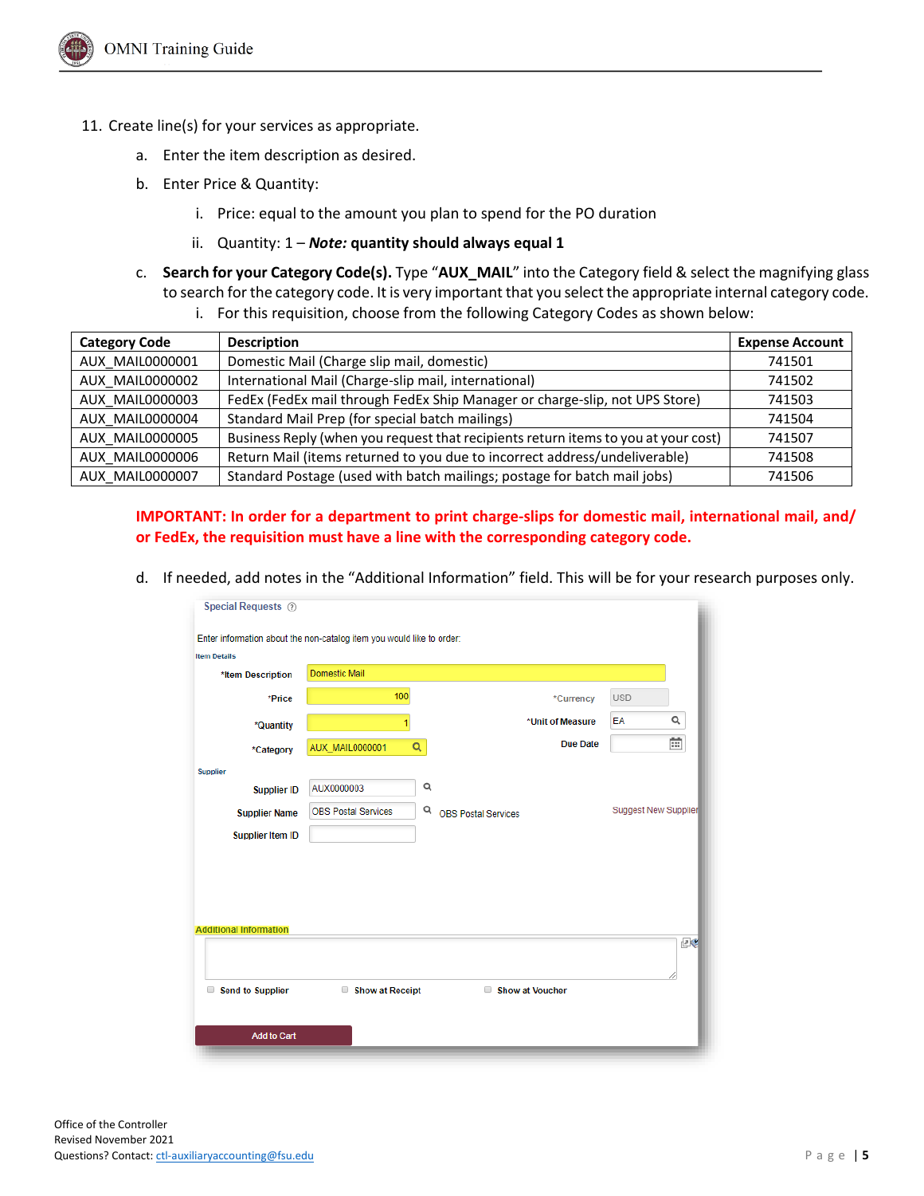11. Create line(s) for your services as appropriate.
    a. Enter the item description as desired.
    b. Enter Price & Quantity:
        i. Price: equal to the amount you plan to spend for the PO duration
        ii. Quantity: 1 – ***Note:*** **quantity should always equal 1**
    c. **Search for your Category Code(s).** Type "**AUX_MAIL**" into the Category field & select the magnifying glass to search for the category code. It is very important that you select the appropriate internal category code.
        i. For this requisition, choose from the following Category Codes as shown below:

| Category Code | Description | Expense Account |
|---|---|---|
| AUX_MAIL0000001 | Domestic Mail (Charge slip mail, domestic) | 741501 |
| AUX_MAIL0000002 | International Mail (Charge-slip mail, international) | 741502 |
| AUX_MAIL0000003 | FedEx (FedEx mail through FedEx Ship Manager or charge-slip, not UPS Store) | 741503 |
| AUX_MAIL0000004 | Standard Mail Prep (for special batch mailings) | 741504 |
| AUX_MAIL0000005 | Business Reply (when you request that recipients return items to you at your cost) | 741507 |
| AUX_MAIL0000006 | Return Mail (items returned to you due to incorrect address/undeliverable) | 741508 |
| AUX_MAIL0000007 | Standard Postage (used with batch mailings; postage for batch mail jobs) | 741506 |

**IMPORTANT: In order for a department to print charge-slips for domestic mail, international mail, and/or FedEx, the requisition must have a line with the corresponding category code.**

    d. If needed, add notes in the "Additional Information" field. This will be for your research purposes only.

Special Requests

Enter information about the non-catalog item you would like to order.

Item Details

| | | | |
|---|---|---|---|
| *Item Description | Domestic Mail | | |
| *Price | 100 | *Currency | USD |
| *Quantity | 1 | *Unit of Measure | EA |
| *Category | AUX_MAIL0000001 | Due Date | |

Supplier

| | | |
|---|---|---|
| Supplier ID | AUX0000003 | |
| Supplier Name | OBS Postal Services | OBS Postal Services |
| Supplier Item ID | | |

Suggest New Supplier

Additional Information

Send to Supplier | Show at Receipt | Show at Voucher

Add to Cart

Office of the Controller
Revised November 2021
Questions? Contact: ctl-auxiliaryaccounting@fsu.edu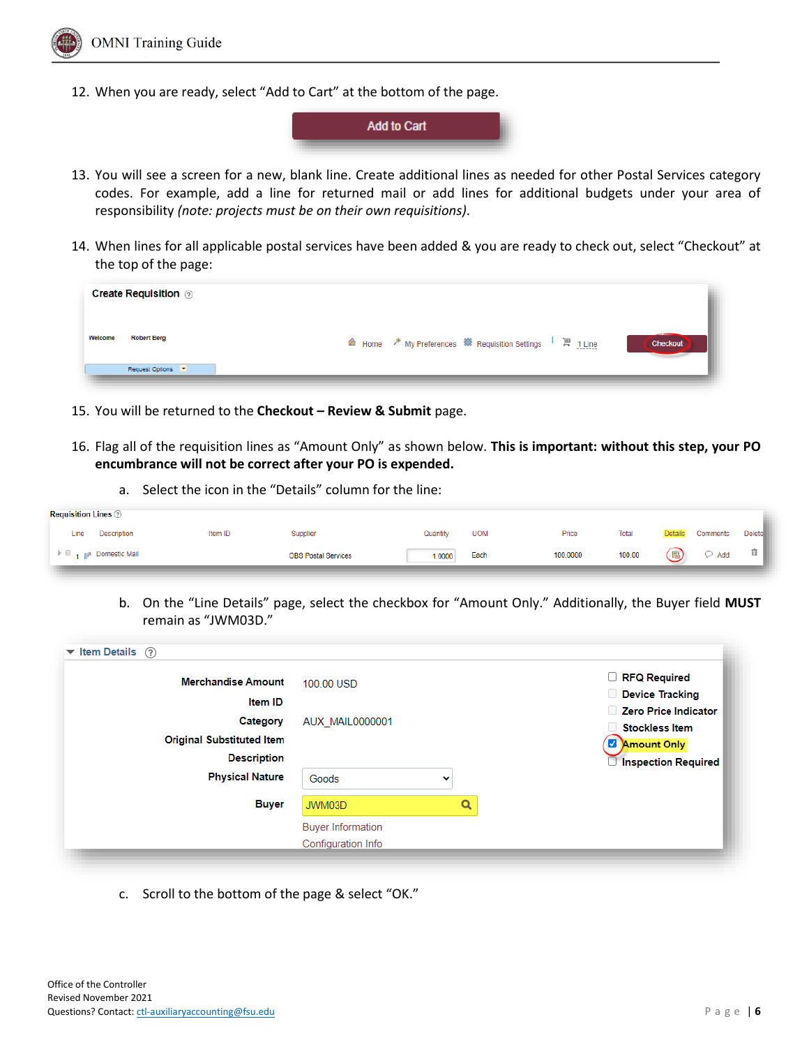12. When you are ready, select "Add to Cart" at the bottom of the page.

Add to Cart

13. You will see a screen for a new, blank line. Create additional lines as needed for other Postal Services category codes. For example, add a line for returned mail or add lines for additional budgets under your area of responsibility *(note: projects must be on their own requisitions)*.

14. When lines for all applicable postal services have been added & you are ready to check out, select "Checkout" at the top of the page:

Create Requisition

Welcome Robert Berg

Home | My Preferences | Requisition Settings | 1 Line | Checkout

Request Options

15. You will be returned to the **Checkout – Review & Submit** page.

16. Flag all of the requisition lines as "Amount Only" as shown below. **This is important: without this step, your PO encumbrance will not be correct after your PO is expended.**

    a. Select the icon in the "Details" column for the line:

Requisition Lines

| Line | Description | Item ID | Supplier | Quantity | UOM | Price | Total | Details | Comments | Delete |
|---|---|---|---|---|---|---|---|---|---|---|
| 1 | Domestic Mail | | OBS Postal Services | 1.0000 | Each | 100.0000 | 100.00 | | Add | |

    b. On the "Line Details" page, select the checkbox for "Amount Only." Additionally, the Buyer field **MUST** remain as "JWM03D."

Item Details

| | |
|---|---|
| Merchandise Amount | 100.00 USD |
| Item ID | |
| Category | AUX_MAIL0000001 |
| Original Substituted Item | |
| Description | |
| Physical Nature | Goods |
| Buyer | JWM03D |

Buyer Information
Configuration Info

- [ ] RFQ Required
- [ ] Device Tracking
- [ ] Zero Price Indicator
- [ ] Stockless Item
- [x] Amount Only
- [ ] Inspection Required

    c. Scroll to the bottom of the page & select "OK."

Office of the Controller
Revised November 2021
Questions? Contact: ctl-auxiliaryaccounting@fsu.edu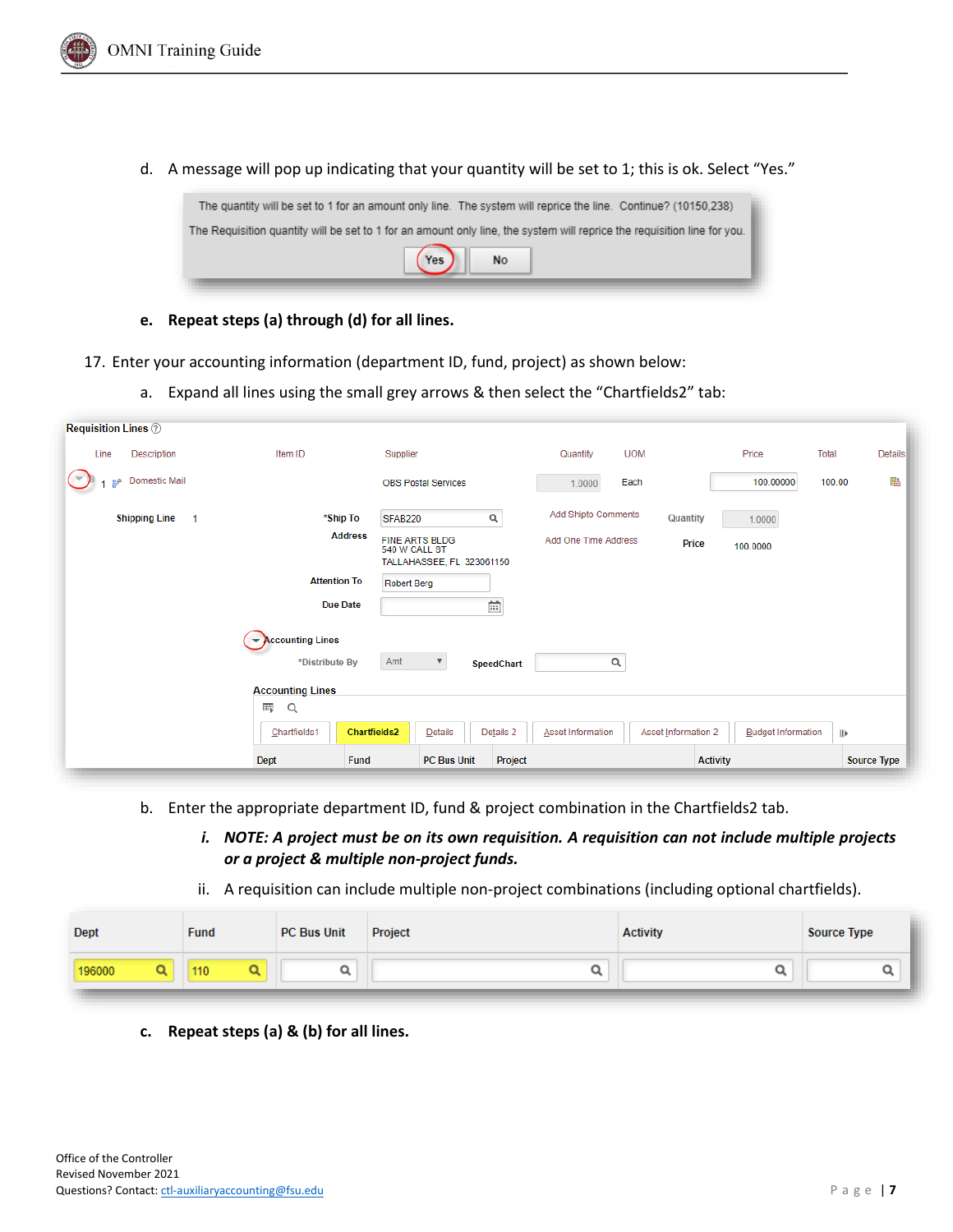d. A message will pop up indicating that your quantity will be set to 1; this is ok. Select "Yes."

The quantity will be set to 1 for an amount only line. The system will reprice the line. Continue? (10150,238)

The Requisition quantity will be set to 1 for an amount only line, the system will reprice the requisition line for you.

Yes | No

**e. Repeat steps (a) through (d) for all lines.**

17. Enter your accounting information (department ID, fund, project) as shown below:

a. Expand all lines using the small grey arrows & then select the "Chartfields2" tab:

b. Enter the appropriate department ID, fund & project combination in the Chartfields2 tab.

i. ***NOTE: A project must be on its own requisition. A requisition can not include multiple projects or a project & multiple non-project funds.***

ii. A requisition can include multiple non-project combinations (including optional chartfields).

| Dept | Fund | PC Bus Unit | Project | Activity | Source Type |
|---|---|---|---|---|---|
| 196000 | 110 | | | | |

**c. Repeat steps (a) & (b) for all lines.**

Office of the Controller
Revised November 2021
Questions? Contact: ctl-auxiliaryaccounting@fsu.edu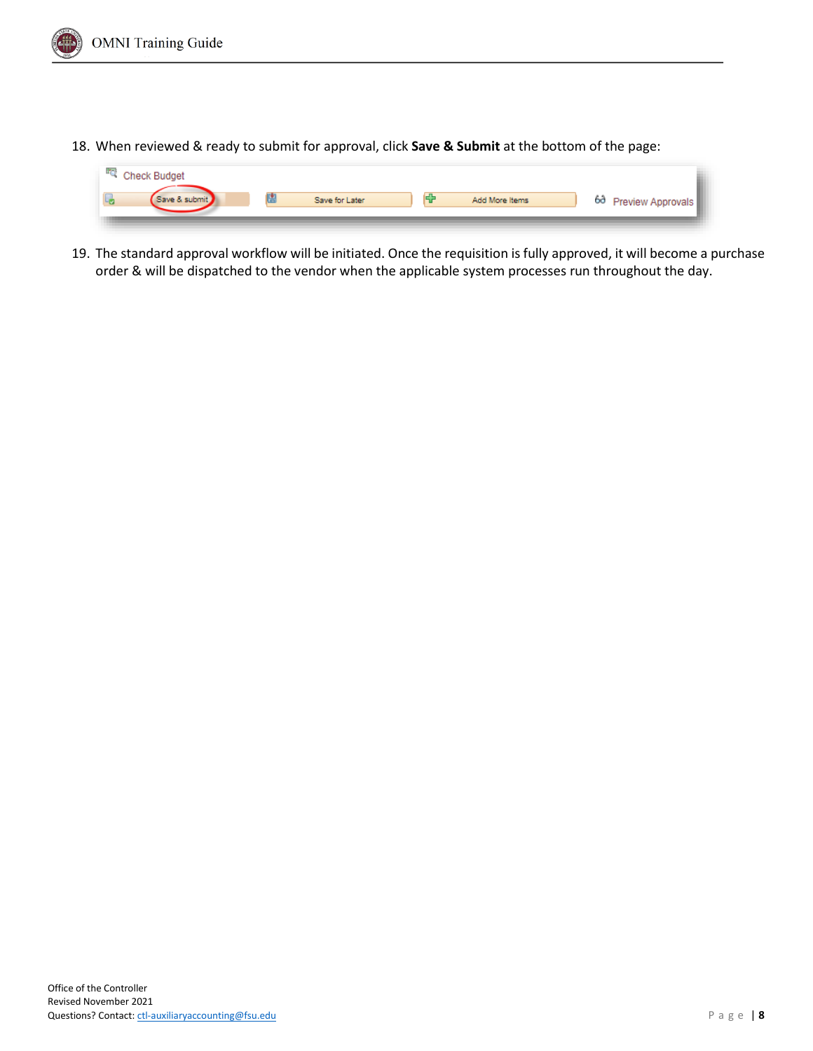18. When reviewed & ready to submit for approval, click **Save & Submit** at the bottom of the page:

19. The standard approval workflow will be initiated. Once the requisition is fully approved, it will become a purchase order & will be dispatched to the vendor when the applicable system processes run throughout the day.